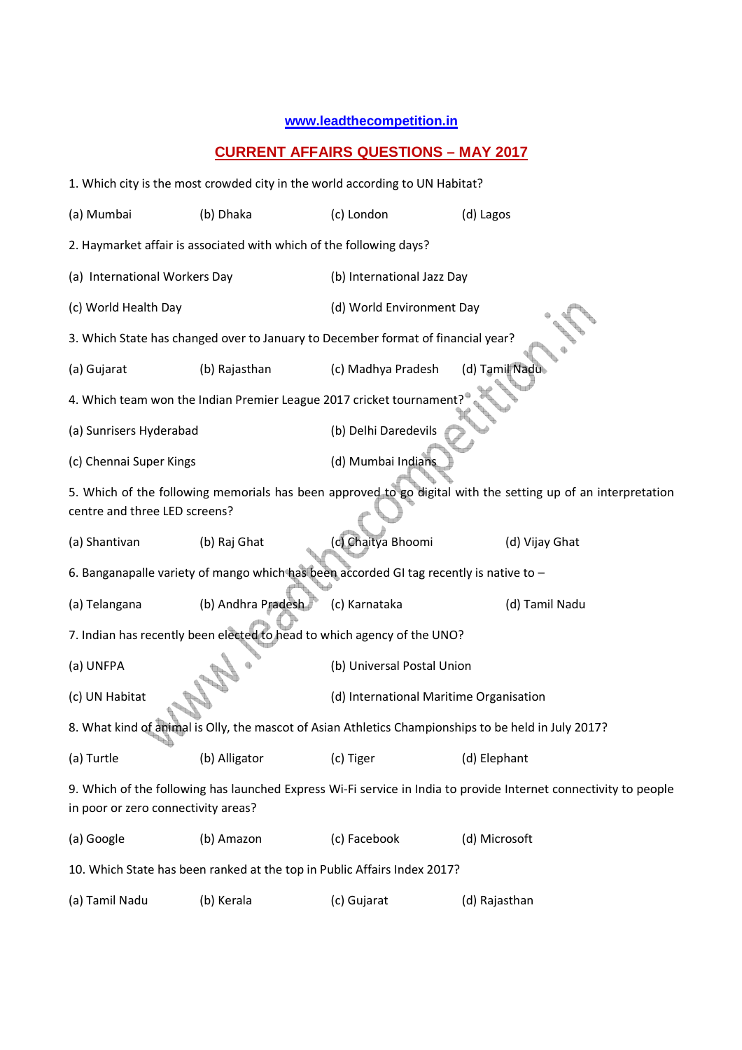www.leadthecompetition.in

## CURRENT AFFAIRS QUESTIONS – MAY 2017

1. Which city is the most crowded city in the world according to UN Habitat?

(a) Mumbai (b) Dhaka (c) London (d) Lagos

2. Haymarket affair is associated with which of the following days?

(a) International Workers Day (b) International Jazz Day

(c) World Health Day (d) World Environment Day

3. Which State has changed over to January to December format of financial year?

(a) Gujarat (b) Rajasthan (c) Madhya Pradesh (d) Tamil Nadu

4. Which team won the Indian Premier League 2017 cricket tournament?

(a) Sunrisers Hyderabad (b) Delhi Daredevils

(c) Chennai Super Kings (d) Mumbai Indians

5. Which of the following memorials has been approved to go digital with the setting up of an interpretation centre and three LED screens?

(a) Shantivan (b) Raj Ghat (c) Chaitya Bhoomi (d) Vijay Ghat

6. Banganapalle variety of mango which has been accorded GI tag recently is native to –

(a) Telangana (b) Andhra Pradesh (c) Karnataka (d) Tamil Nadu

7. Indian has recently been elected to head to which agency of the UNO?

(a) UNFPA (b) Universal Postal Union

(c) UN Habitat (d) International Maritime Organisation

8. What kind of animal is Olly, the mascot of Asian Athletics Championships to be held in July 2017?

(a) Turtle (b) Alligator (c) Tiger (d) Elephant

9. Which of the following has launched Express Wi-Fi service in India to provide Internet connectivity to people in poor or zero connectivity areas?

(a) Google (b) Amazon (c) Facebook (d) Microsoft

10. Which State has been ranked at the top in Public Affairs Index 2017?

(a) Tamil Nadu (b) Kerala (c) Gujarat (d) Rajasthan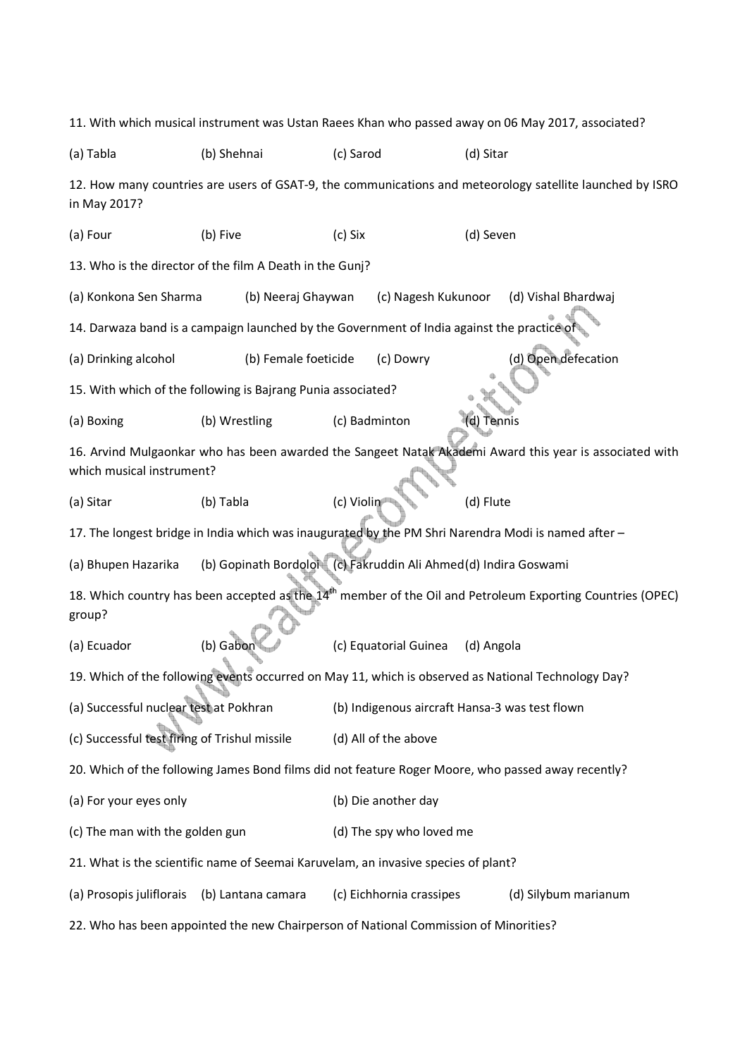11. With which musical instrument was Ustan Raees Khan who passed away on 06 May 2017, associated?

(a) Tabla (b) Shehnai (c) Sarod (d) Sitar

12. How many countries are users of GSAT-9, the communications and meteorology satellite launched by ISRO in May 2017?

(a) Four (b) Five (c) Six (d) Seven

13. Who is the director of the film A Death in the Gunj?

(a) Konkona Sen Sharma (b) Neeraj Ghaywan (c) Nagesh Kukunoor (d) Vishal Bhardwaj

14. Darwaza band is a campaign launched by the Government of India against the practice of

(a) Drinking alcohol (b) Female foeticide (c) Dowry (d) Open defecation

15. With which of the following is Bajrang Punia associated?

(a) Boxing (b) Wrestling (c) Badminton (d) Tennis

16. Arvind Mulgaonkar who has been awarded the Sangeet Natak Akademi Award this year is associated with which musical instrument?

(a) Sitar (b) Tabla (c) Violin (d) Flute

17. The longest bridge in India which was inaugurated by the PM Shri Narendra Modi is named after –

(a) Bhupen Hazarika (b) Gopinath Bordoloi (c) Fakruddin Ali Ahmed (d) Indira Goswami

18. Which country has been accepted as the 14th member of the Oil and Petroleum Exporting Countries (OPEC) group?

(a) Ecuador (b) Gabon (c) Equatorial Guinea (d) Angola

19. Which of the following events occurred on May 11, which is observed as National Technology Day?

(a) Successful nuclear test at Pokhran (b) Indigenous aircraft Hansa-3 was test flown

(c) Successful test firing of Trishul missile (d) All of the above

20. Which of the following James Bond films did not feature Roger Moore, who passed away recently?

(a) For your eyes only (b) Die another day

(c) The man with the golden gun (d) The spy who loved me

21. What is the scientific name of Seemai Karuvelam, an invasive species of plant?

(a) Prosopis juliflorais (b) Lantana camara (c) Eichhornia crassipes (d) Silybum marianum

22. Who has been appointed the new Chairperson of National Commission of Minorities?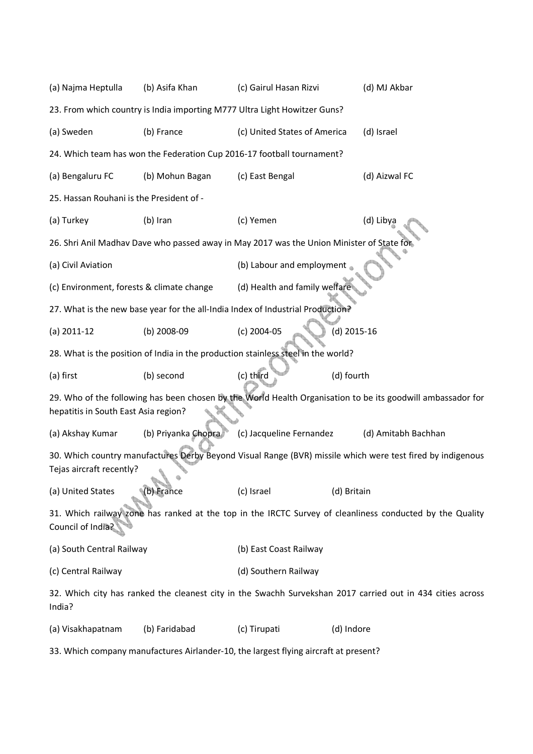(a) Najma Heptulla (b) Asifa Khan (c) Gairul Hasan Rizvi (d) MJ Akbar

23. From which country is India importing M777 Ultra Light Howitzer Guns?

(a) Sweden (b) France (c) United States of America (d) Israel

24. Which team has won the Federation Cup 2016-17 football tournament?

(a) Bengaluru FC (b) Mohun Bagan (c) East Bengal (d) Aizwal FC

25. Hassan Rouhani is the President of -

(a) Turkey (b) Iran (c) Yemen (d) Libya

26. Shri Anil Madhav Dave who passed away in May 2017 was the Union Minister of State for

(a) Civil Aviation (b) Labour and employment

(c) Environment, forests & climate change (d) Health and family welfare

27. What is the new base year for the all-India Index of Industrial Production?

(a) 2011-12 (b) 2008-09 (c) 2004-05 (d) 2015-16

28. What is the position of India in the production stainless steel in the world?

(a) first (b) second (c) third (d) fourth

29. Who of the following has been chosen by the World Health Organisation to be its goodwill ambassador for hepatitis in South East Asia region?

(a) Akshay Kumar (b) Priyanka Chopra (c) Jacqueline Fernandez (d) Amitabh Bachhan

30. Which country manufactures Derby Beyond Visual Range (BVR) missile which were test fired by indigenous Tejas aircraft recently?

(a) United States (b) France (c) Israel (d) Britain

31. Which railway zone has ranked at the top in the IRCTC Survey of cleanliness conducted by the Quality Council of India?

(a) South Central Railway (b) East Coast Railway

(c) Central Railway (d) Southern Railway

32. Which city has ranked the cleanest city in the Swachh Survekshan 2017 carried out in 434 cities across India?

(a) Visakhapatnam (b) Faridabad (c) Tirupati (d) Indore

33. Which company manufactures Airlander-10, the largest flying aircraft at present?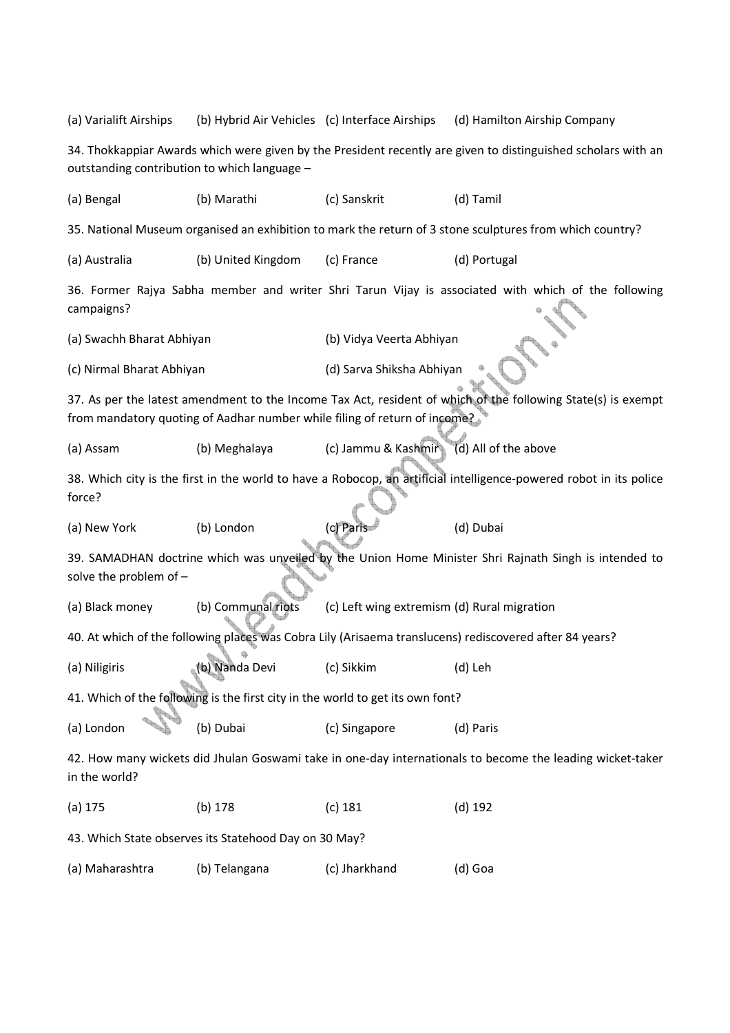(a) Varialift Airships (b) Hybrid Air Vehicles (c) Interface Airships (d) Hamilton Airship Company

34. Thokkappiar Awards which were given by the President recently are given to distinguished scholars with an outstanding contribution to which language –

(a) Bengal (b) Marathi (c) Sanskrit (d) Tamil

35. National Museum organised an exhibition to mark the return of 3 stone sculptures from which country?

(a) Australia (b) United Kingdom (c) France (d) Portugal

36. Former Rajya Sabha member and writer Shri Tarun Vijay is associated with which of the following campaigns?

(a) Swachh Bharat Abhiyan (b) Vidya Veerta Abhiyan

(c) Nirmal Bharat Abhiyan (d) Sarva Shiksha Abhiyan

37. As per the latest amendment to the Income Tax Act, resident of which of the following State(s) is exempt from mandatory quoting of Aadhar number while filing of return of income?

(a) Assam (b) Meghalaya (c) Jammu & Kashmir (d) All of the above

38. Which city is the first in the world to have a Robocop, an artificial intelligence-powered robot in its police force?

(a) New York (b) London (c) Paris (d) Dubai

39. SAMADHAN doctrine which was unveiled by the Union Home Minister Shri Rajnath Singh is intended to solve the problem of –

(a) Black money (b) Communal riots (c) Left wing extremism (d) Rural migration

40. At which of the following places was Cobra Lily (Arisaema translucens) rediscovered after 84 years?

(a) Niligiris (b) Nanda Devi (c) Sikkim (d) Leh

41. Which of the following is the first city in the world to get its own font?

(a) London (b) Dubai (c) Singapore (d) Paris

42. How many wickets did Jhulan Goswami take in one-day internationals to become the leading wicket-taker in the world?

(a) 175 (b) 178 (c) 181 (d) 192

43. Which State observes its Statehood Day on 30 May?

(a) Maharashtra (b) Telangana (c) Jharkhand (d) Goa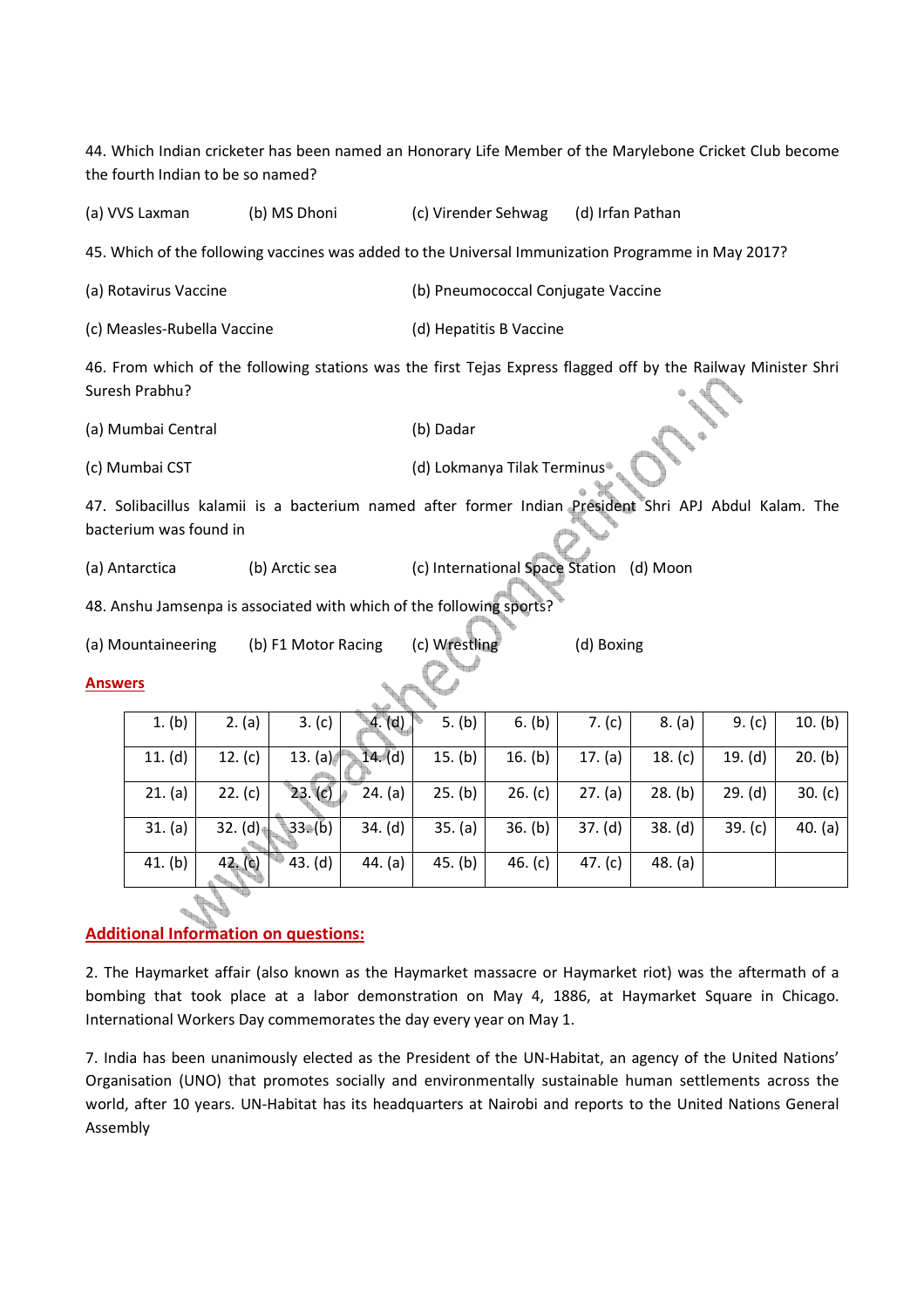44. Which Indian cricketer has been named an Honorary Life Member of the Marylebone Cricket Club become the fourth Indian to be so named?

(a) VVS Laxman (b) MS Dhoni (c) Virender Sehwag (d) Irfan Pathan

45. Which of the following vaccines was added to the Universal Immunization Programme in May 2017?

(a) Rotavirus Vaccine

(b) Pneumococcal Conjugate Vaccine

(c) Measles-Rubella Vaccine

(d) Hepatitis B Vaccine

46. From which of the following stations was the first Tejas Express flagged off by the Railway Minister Shri Suresh Prabhu?

(a) Mumbai Central

(b) Dadar

(c) Mumbai CST

(d) Lokmanya Tilak Terminus

47. Solibacillus kalamii is a bacterium named after former Indian President Shri APJ Abdul Kalam. The bacterium was found in

(a) Antarctica (b) Arctic sea (c) International Space Station (d) Moon

48. Anshu Jamsenpa is associated with which of the following sports?

(a) Mountaineering (b) F1 Motor Racing (c) Wrestling (d) Boxing

**Answers**

| | | | | | | | | | |
|---|---|---|---|---|---|---|---|---|---|
| 1. (b) | 2. (a) | 3. (c) | 4. (d) | 5. (b) | 6. (b) | 7. (c) | 8. (a) | 9. (c) | 10. (b) |
| 11. (d) | 12. (c) | 13. (a) | 14. (d) | 15. (b) | 16. (b) | 17. (a) | 18. (c) | 19. (d) | 20. (b) |
| 21. (a) | 22. (c) | 23. (c) | 24. (a) | 25. (b) | 26. (c) | 27. (a) | 28. (b) | 29. (d) | 30. (c) |
| 31. (a) | 32. (d) | 33. (b) | 34. (d) | 35. (a) | 36. (b) | 37. (d) | 38. (d) | 39. (c) | 40. (a) |
| 41. (b) | 42. (c) | 43. (d) | 44. (a) | 45. (b) | 46. (c) | 47. (c) | 48. (a) | | |

**Additional Information on questions:**

2. The Haymarket affair (also known as the Haymarket massacre or Haymarket riot) was the aftermath of a bombing that took place at a labor demonstration on May 4, 1886, at Haymarket Square in Chicago. International Workers Day commemorates the day every year on May 1.

7. India has been unanimously elected as the President of the UN-Habitat, an agency of the United Nations' Organisation (UNO) that promotes socially and environmentally sustainable human settlements across the world, after 10 years. UN-Habitat has its headquarters at Nairobi and reports to the United Nations General Assembly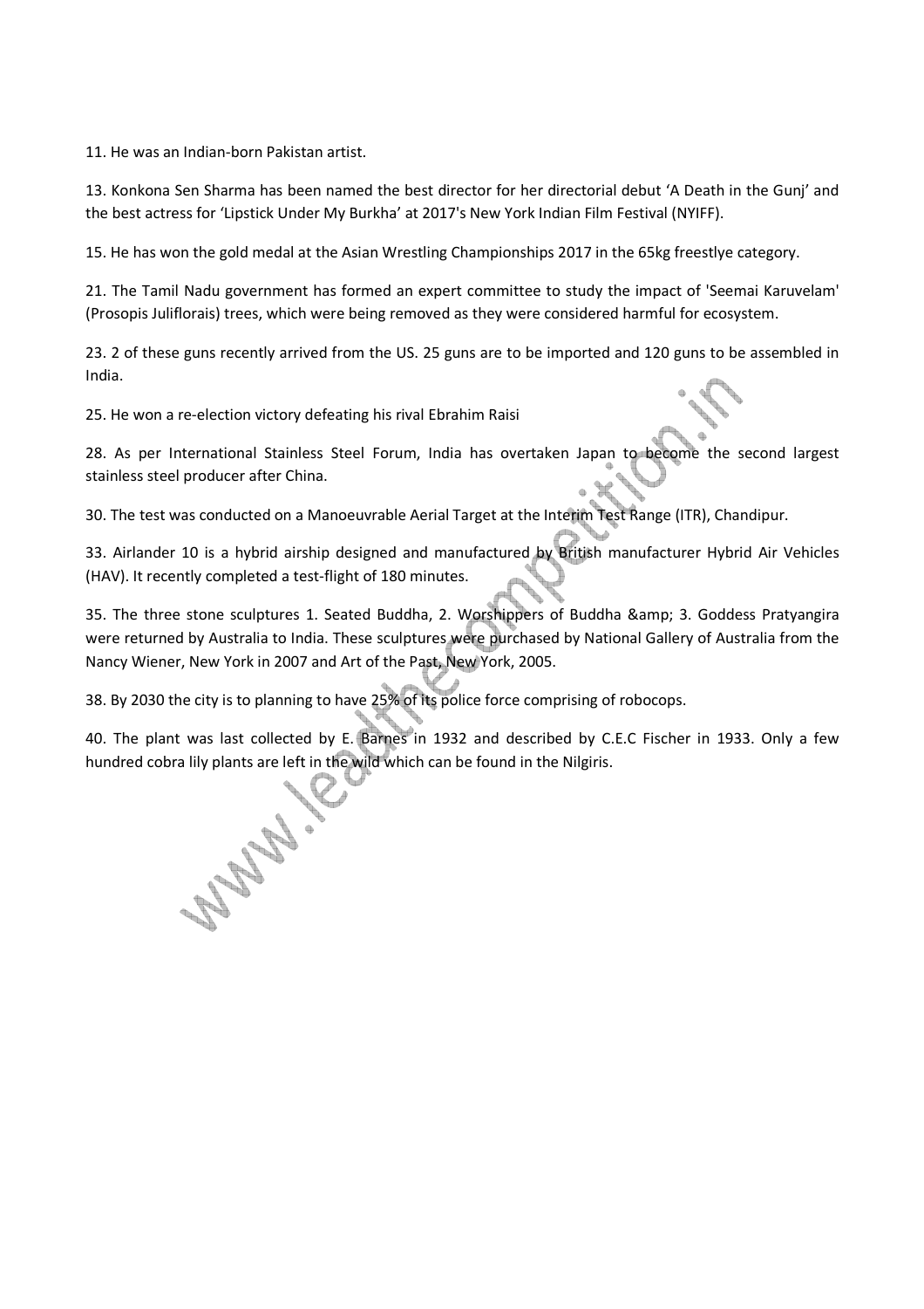11. He was an Indian-born Pakistan artist.

13. Konkona Sen Sharma has been named the best director for her directorial debut 'A Death in the Gunj' and the best actress for 'Lipstick Under My Burkha' at 2017's New York Indian Film Festival (NYIFF).

15. He has won the gold medal at the Asian Wrestling Championships 2017 in the 65kg freestlye category.

21. The Tamil Nadu government has formed an expert committee to study the impact of 'Seemai Karuvelam' (Prosopis Juliflorais) trees, which were being removed as they were considered harmful for ecosystem.

23. 2 of these guns recently arrived from the US. 25 guns are to be imported and 120 guns to be assembled in India.

25. He won a re-election victory defeating his rival Ebrahim Raisi

28. As per International Stainless Steel Forum, India has overtaken Japan to become the second largest stainless steel producer after China.

30. The test was conducted on a Manoeuvrable Aerial Target at the Interim Test Range (ITR), Chandipur.

33. Airlander 10 is a hybrid airship designed and manufactured by British manufacturer Hybrid Air Vehicles (HAV). It recently completed a test-flight of 180 minutes.

35. The three stone sculptures 1. Seated Buddha, 2. Worshippers of Buddha &amp; 3. Goddess Pratyangira were returned by Australia to India. These sculptures were purchased by National Gallery of Australia from the Nancy Wiener, New York in 2007 and Art of the Past, New York, 2005.

38. By 2030 the city is to planning to have 25% of its police force comprising of robocops.

40. The plant was last collected by E. Barnes in 1932 and described by C.E.C Fischer in 1933. Only a few hundred cobra lily plants are left in the wild which can be found in the Nilgiris.